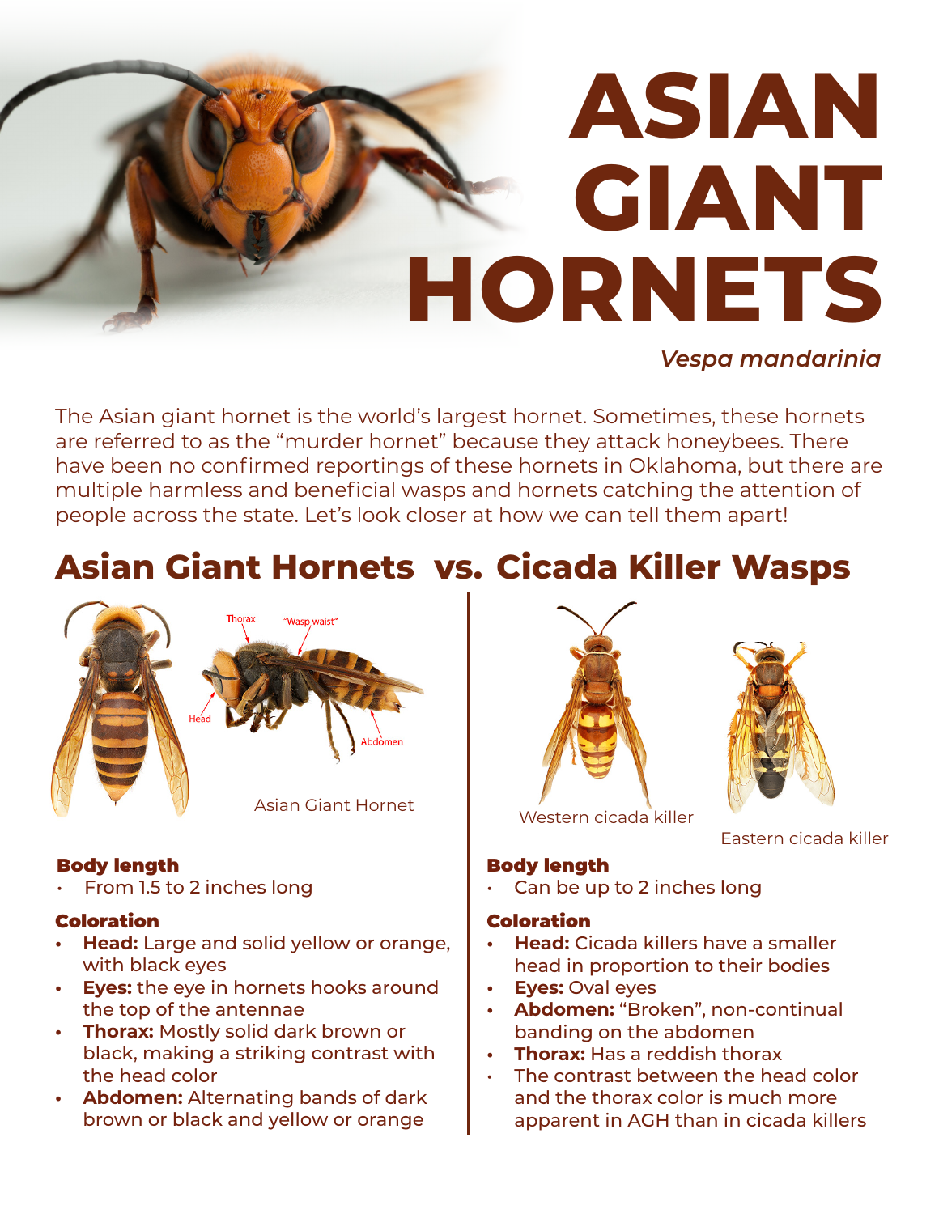# ASIAN GIANT HORNETS

*Vespa mandarinia*

The Asian giant hornet is the world's largest hornet. Sometimes, these hornets are referred to as the "murder hornet" because they attack honeybees. There have been no confirmed reportings of these hornets in Oklahoma, but there are multiple harmless and beneficial wasps and hornets catching the attention of people across the state. Let's look closer at how we can tell them apart!

## Asian Giant Hornets vs. Cicada Killer Wasps

### Asian Giant Hornets

Thorax

"Wasp waist"

Head

Abdomen

Asian Giant Hornet

**Body length**

- From 1.5 to 2 inches long

**Coloration**

- **Head:** Large and solid yellow or orange, with black eyes
- **Eyes:** the eye in hornets hooks around the top of the antennae
- **Thorax:** Mostly solid dark brown or black, making a striking contrast with the head color
- **Abdomen:** Alternating bands of dark brown or black and yellow or orange

### Cicada Killer Wasps

Western cicada killer

Eastern cicada killer

**Body length**

- Can be up to 2 inches long

**Coloration**

- **Head:** Cicada killers have a smaller head in proportion to their bodies
- **Eyes:** Oval eyes
- **Abdomen:** "Broken", non-continual banding on the abdomen
- **Thorax:** Has a reddish thorax
- The contrast between the head color and the thorax color is much more apparent in AGH than in cicada killers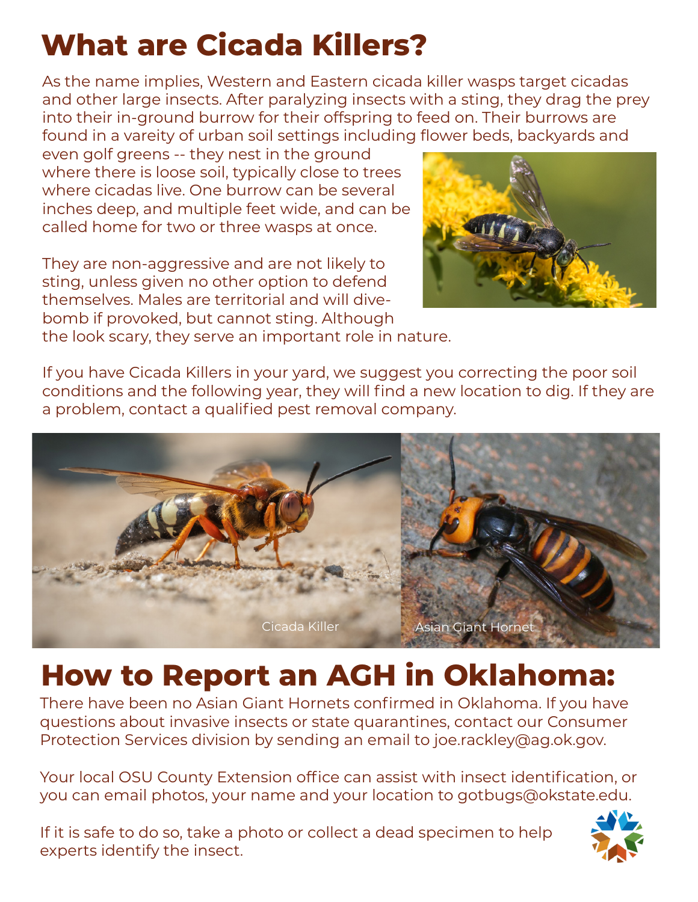# What are Cicada Killers?

As the name implies, Western and Eastern cicada killer wasps target cicadas and other large insects. After paralyzing insects with a sting, they drag the prey into their in-ground burrow for their offspring to feed on. Their burrows are found in a vareity of urban soil settings including flower beds, backyards and even golf greens -- they nest in the ground where there is loose soil, typically close to trees where cicadas live. One burrow can be several inches deep, and multiple feet wide, and can be called home for two or three wasps at once.

They are non-aggressive and are not likely to sting, unless given no other option to defend themselves. Males are territorial and will dive-bomb if provoked, but cannot sting. Although the look scary, they serve an important role in nature.

If you have Cicada Killers in your yard, we suggest you correcting the poor soil conditions and the following year, they will find a new location to dig. If they are a problem, contact a qualified pest removal company.

Cicada Killer

Asian Giant Hornet

# How to Report an AGH in Oklahoma:

There have been no Asian Giant Hornets confirmed in Oklahoma. If you have questions about invasive insects or state quarantines, contact our Consumer Protection Services division by sending an email to joe.rackley@ag.ok.gov.

Your local OSU County Extension office can assist with insect identification, or you can email photos, your name and your location to gotbugs@okstate.edu.

If it is safe to do so, take a photo or collect a dead specimen to help experts identify the insect.